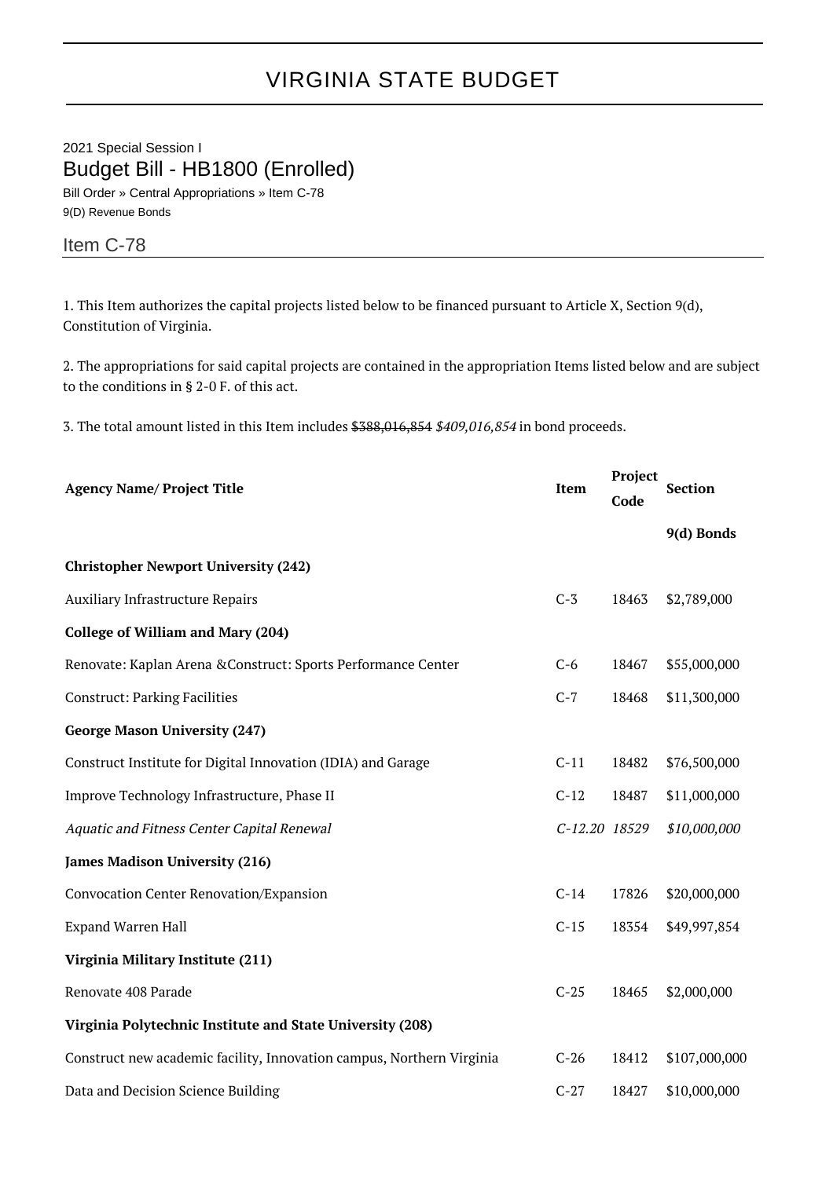# VIRGINIA STATE BUDGET

2021 Special Session I

## Budget Bill - HB1800 (Enrolled)

Bill Order » Central Appropriations » Item C-78

9(D) Revenue Bonds

### Item C-78

1. This Item authorizes the capital projects listed below to be financed pursuant to Article X, Section 9(d), Constitution of Virginia.

2. The appropriations for said capital projects are contained in the appropriation Items listed below and are subject to the conditions in § 2-0 F. of this act.

3. The total amount listed in this Item includes ~~$388,016,854~~ *$409,016,854* in bond proceeds.

| Agency Name/ Project Title | Item | Project Code | Section |
|---|---|---|---|
| | | | **9(d) Bonds** |
| **Christopher Newport University (242)** | | | |
| Auxiliary Infrastructure Repairs | C-3 | 18463 | $2,789,000 |
| **College of William and Mary (204)** | | | |
| Renovate: Kaplan Arena &Construct: Sports Performance Center | C-6 | 18467 | $55,000,000 |
| Construct: Parking Facilities | C-7 | 18468 | $11,300,000 |
| **George Mason University (247)** | | | |
| Construct Institute for Digital Innovation (IDIA) and Garage | C-11 | 18482 | $76,500,000 |
| Improve Technology Infrastructure, Phase II | C-12 | 18487 | $11,000,000 |
| *Aquatic and Fitness Center Capital Renewal* | *C-12.20* | *18529* | *$10,000,000* |
| **James Madison University (216)** | | | |
| Convocation Center Renovation/Expansion | C-14 | 17826 | $20,000,000 |
| Expand Warren Hall | C-15 | 18354 | $49,997,854 |
| **Virginia Military Institute (211)** | | | |
| Renovate 408 Parade | C-25 | 18465 | $2,000,000 |
| **Virginia Polytechnic Institute and State University (208)** | | | |
| Construct new academic facility, Innovation campus, Northern Virginia | C-26 | 18412 | $107,000,000 |
| Data and Decision Science Building | C-27 | 18427 | $10,000,000 |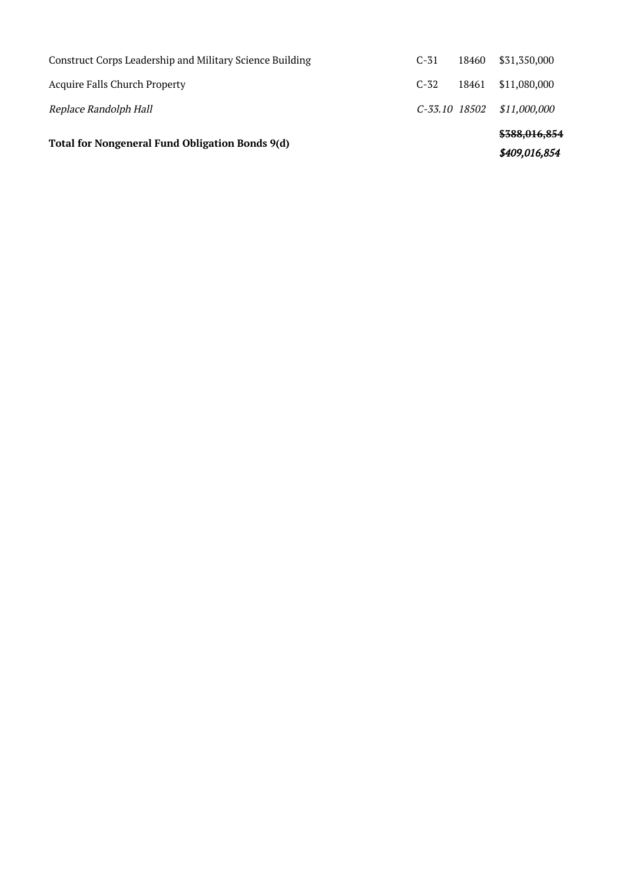| | | | |
|---|---|---|---|
| Construct Corps Leadership and Military Science Building | C-31 | 18460 | $31,350,000 |
| Acquire Falls Church Property | C-32 | 18461 | $11,080,000 |
| *Replace Randolph Hall* | *C-33.10* | *18502* | *$11,000,000* |
| **Total for Nongeneral Fund Obligation Bonds 9(d)** | | | ~~$388,016,854~~ *$409,016,854* |